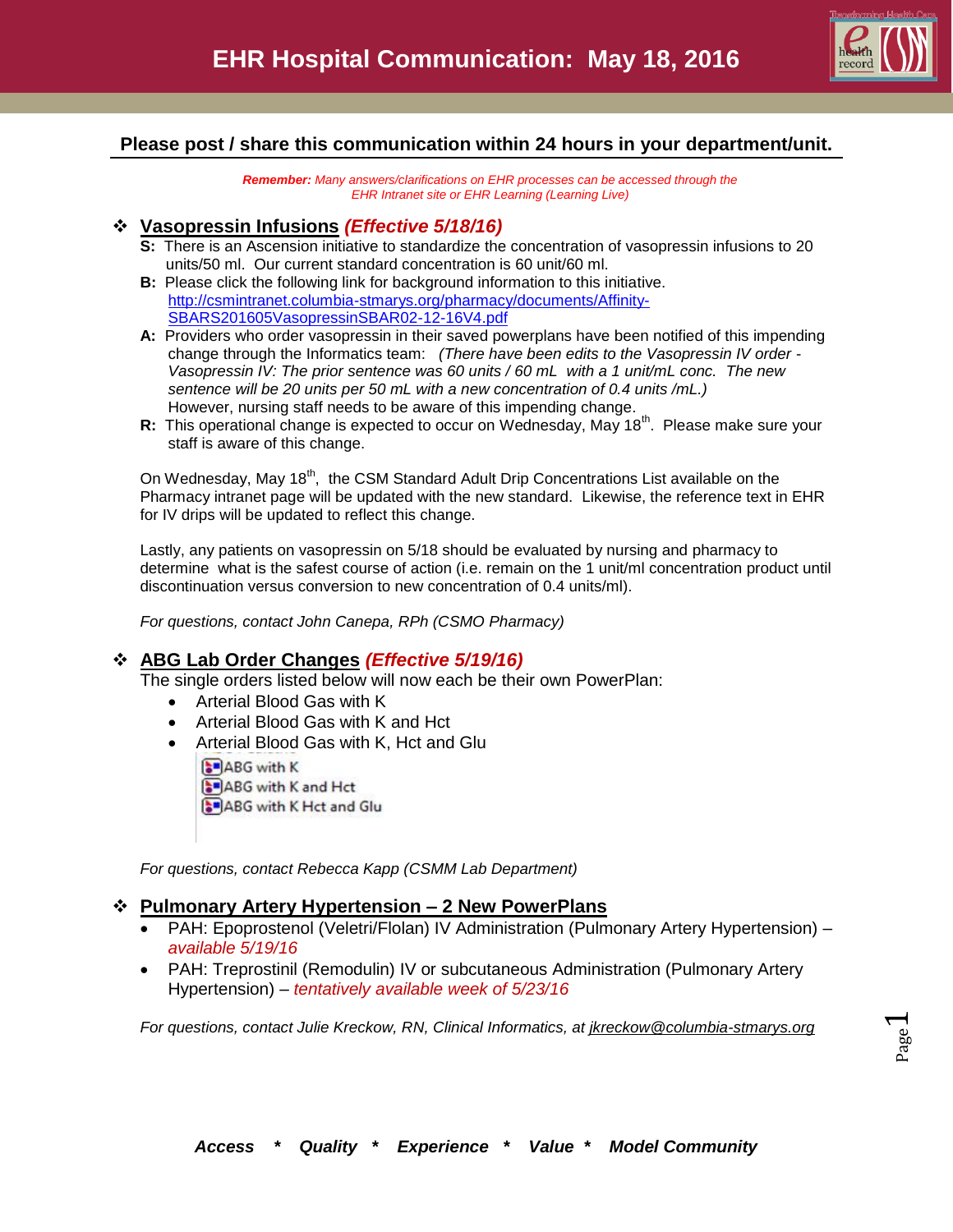# EHR Hospital Communication: May 18, 2016

**Please post / share this communication within 24 hours in your department/unit.**

***Remember:*** *Many answers/clarifications on EHR processes can be accessed through the EHR Intranet site or EHR Learning (Learning Live)*

## ❖ Vasopressin Infusions *(Effective 5/18/16)*

**S:** There is an Ascension initiative to standardize the concentration of vasopressin infusions to 20 units/50 ml. Our current standard concentration is 60 unit/60 ml.

**B:** Please click the following link for background information to this initiative. http://csmintranet.columbia-stmarys.org/pharmacy/documents/Affinity-SBARS201605VasopressinSBAR02-12-16V4.pdf

**A:** Providers who order vasopressin in their saved powerplans have been notified of this impending change through the Informatics team: *(There have been edits to the Vasopressin IV order - Vasopressin IV: The prior sentence was 60 units / 60 mL with a 1 unit/mL conc. The new sentence will be 20 units per 50 mL with a new concentration of 0.4 units /mL.)* However, nursing staff needs to be aware of this impending change.

**R:** This operational change is expected to occur on Wednesday, May 18th. Please make sure your staff is aware of this change.

On Wednesday, May 18th, the CSM Standard Adult Drip Concentrations List available on the Pharmacy intranet page will be updated with the new standard. Likewise, the reference text in EHR for IV drips will be updated to reflect this change.

Lastly, any patients on vasopressin on 5/18 should be evaluated by nursing and pharmacy to determine what is the safest course of action (i.e. remain on the 1 unit/ml concentration product until discontinuation versus conversion to new concentration of 0.4 units/ml).

*For questions, contact John Canepa, RPh (CSMO Pharmacy)*

## ❖ ABG Lab Order Changes *(Effective 5/19/16)*

The single orders listed below will now each be their own PowerPlan:

- Arterial Blood Gas with K
- Arterial Blood Gas with K and Hct
- Arterial Blood Gas with K, Hct and Glu

ABG with K
ABG with K and Hct
ABG with K Hct and Glu

*For questions, contact Rebecca Kapp (CSMM Lab Department)*

## ❖ Pulmonary Artery Hypertension – 2 New PowerPlans

- PAH: Epoprostenol (Veletri/Flolan) IV Administration (Pulmonary Artery Hypertension) – *available 5/19/16*
- PAH: Treprostinil (Remodulin) IV or subcutaneous Administration (Pulmonary Artery Hypertension) – *tentatively available week of 5/23/16*

*For questions, contact Julie Kreckow, RN, Clinical Informatics, at jkreckow@columbia-stmarys.org*

***Access * Quality * Experience * Value * Model Community***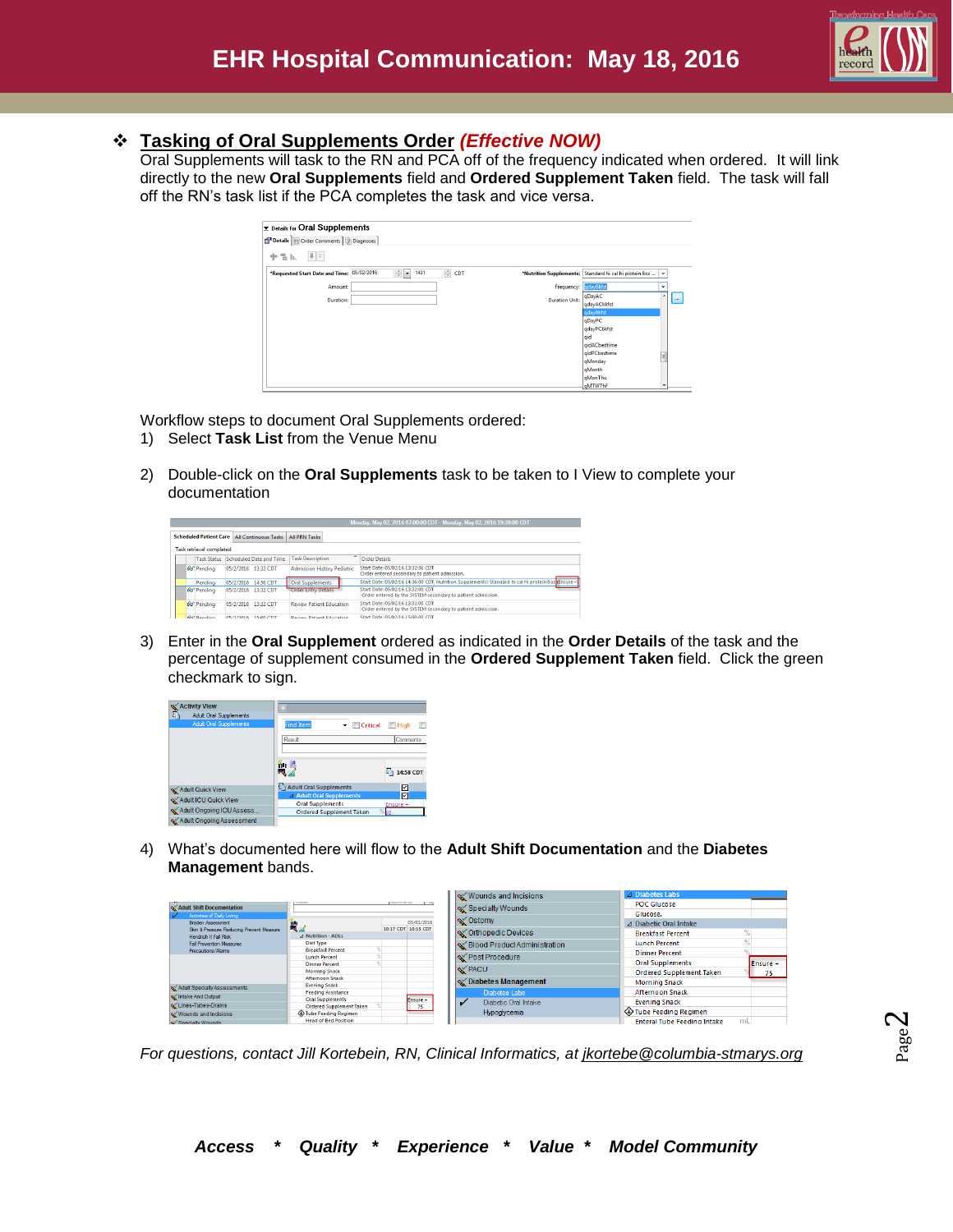# EHR Hospital Communication: May 18, 2016

## Tasking of Oral Supplements Order *(Effective NOW)*

Oral Supplements will task to the RN and PCA off of the frequency indicated when ordered. It will link directly to the new **Oral Supplements** field and **Ordered Supplement Taken** field. The task will fall off the RN's task list if the PCA completes the task and vice versa.

Workflow steps to document Oral Supplements ordered:

1) Select **Task List** from the Venue Menu

2) Double-click on the **Oral Supplements** task to be taken to I View to complete your documentation

3) Enter in the **Oral Supplement** ordered as indicated in the **Order Details** of the task and the percentage of supplement consumed in the **Ordered Supplement Taken** field. Click the green checkmark to sign.

4) What's documented here will flow to the **Adult Shift Documentation** and the **Diabetes Management** bands.

*For questions, contact Jill Kortebein, RN, Clinical Informatics, at jkortebe@columbia-stmarys.org*

***Access * Quality * Experience * Value * Model Community***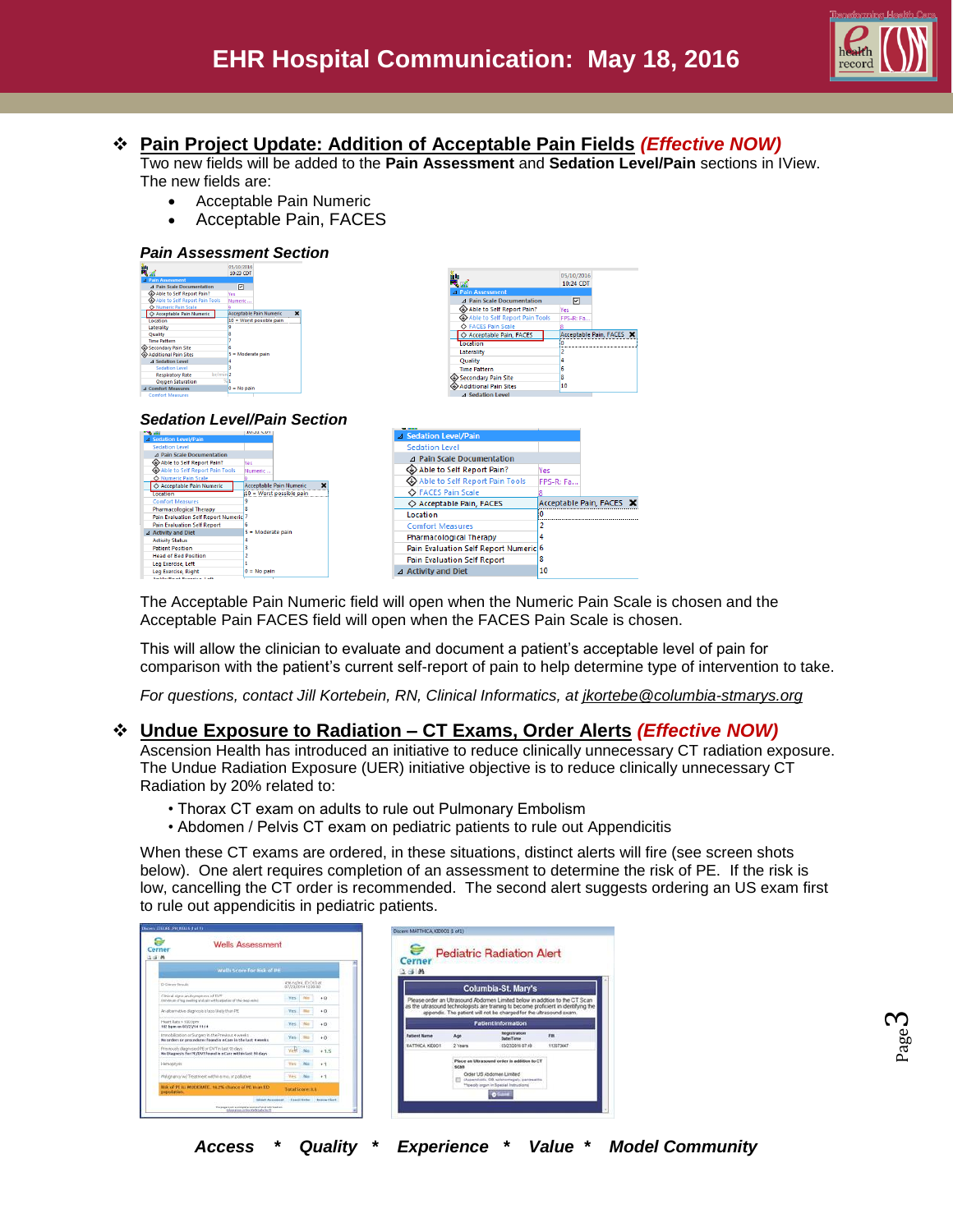# EHR Hospital Communication: May 18, 2016

## ❖ Pain Project Update: Addition of Acceptable Pain Fields *(Effective NOW)*

Two new fields will be added to the **Pain Assessment** and **Sedation Level/Pain** sections in IView. The new fields are:

- Acceptable Pain Numeric
- Acceptable Pain, FACES

### *Pain Assessment Section*

### *Sedation Level/Pain Section*

The Acceptable Pain Numeric field will open when the Numeric Pain Scale is chosen and the Acceptable Pain FACES field will open when the FACES Pain Scale is chosen.

This will allow the clinician to evaluate and document a patient's acceptable level of pain for comparison with the patient's current self-report of pain to help determine type of intervention to take.

*For questions, contact Jill Kortebein, RN, Clinical Informatics, at jkortebe@columbia-stmarys.org*

## ❖ Undue Exposure to Radiation – CT Exams, Order Alerts *(Effective NOW)*

Ascension Health has introduced an initiative to reduce clinically unnecessary CT radiation exposure. The Undue Radiation Exposure (UER) initiative objective is to reduce clinically unnecessary CT Radiation by 20% related to:

- Thorax CT exam on adults to rule out Pulmonary Embolism
- Abdomen / Pelvis CT exam on pediatric patients to rule out Appendicitis

When these CT exams are ordered, in these situations, distinct alerts will fire (see screen shots below). One alert requires completion of an assessment to determine the risk of PE. If the risk is low, cancelling the CT order is recommended. The second alert suggests ordering an US exam first to rule out appendicitis in pediatric patients.

***Access * Quality * Experience * Value * Model Community***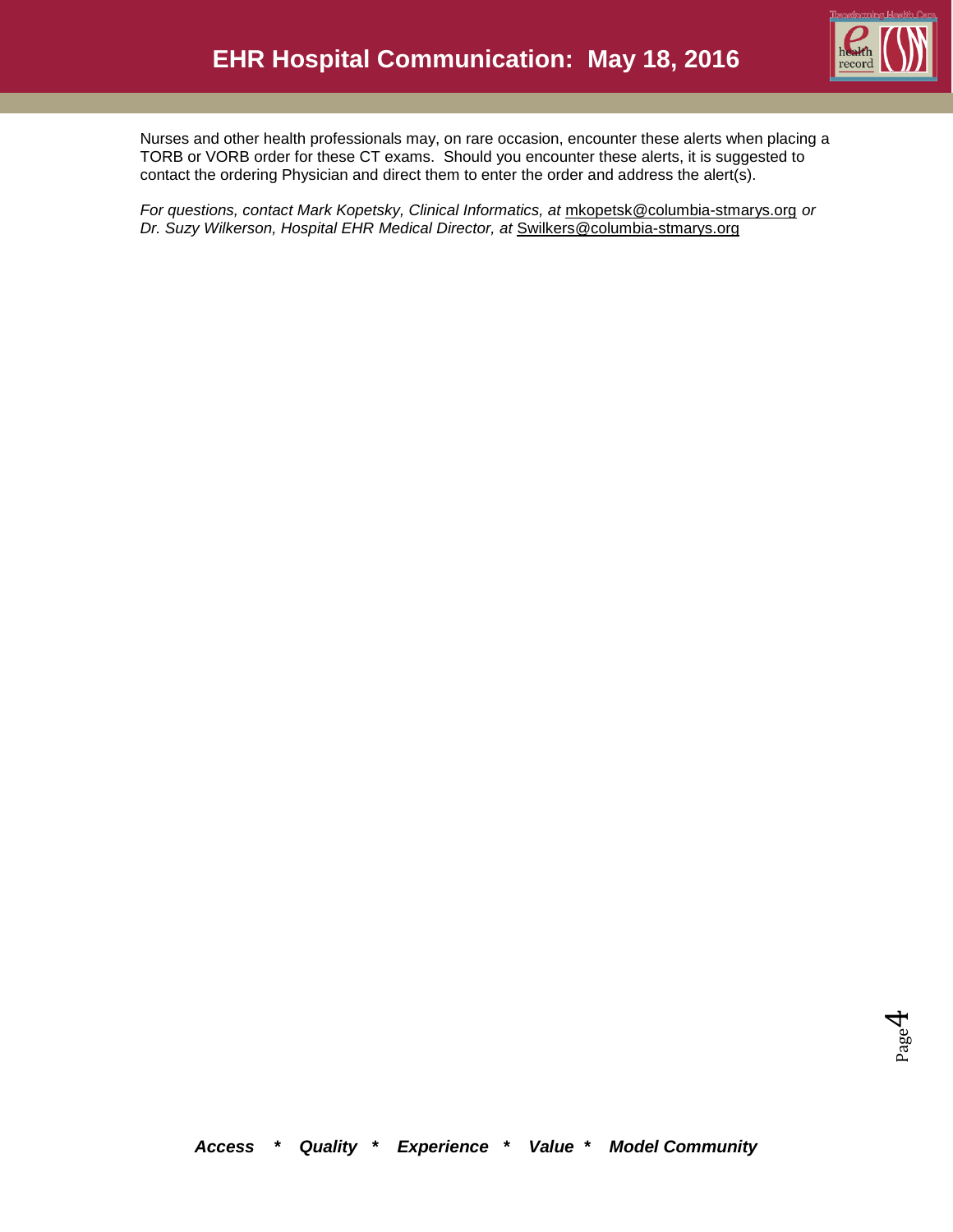Nurses and other health professionals may, on rare occasion, encounter these alerts when placing a TORB or VORB order for these CT exams. Should you encounter these alerts, it is suggested to contact the ordering Physician and direct them to enter the order and address the alert(s).

*For questions, contact Mark Kopetsky, Clinical Informatics, at* mkopetsk@columbia-stmarys.org *or Dr. Suzy Wilkerson, Hospital EHR Medical Director, at* Swilkers@columbia-stmarys.org